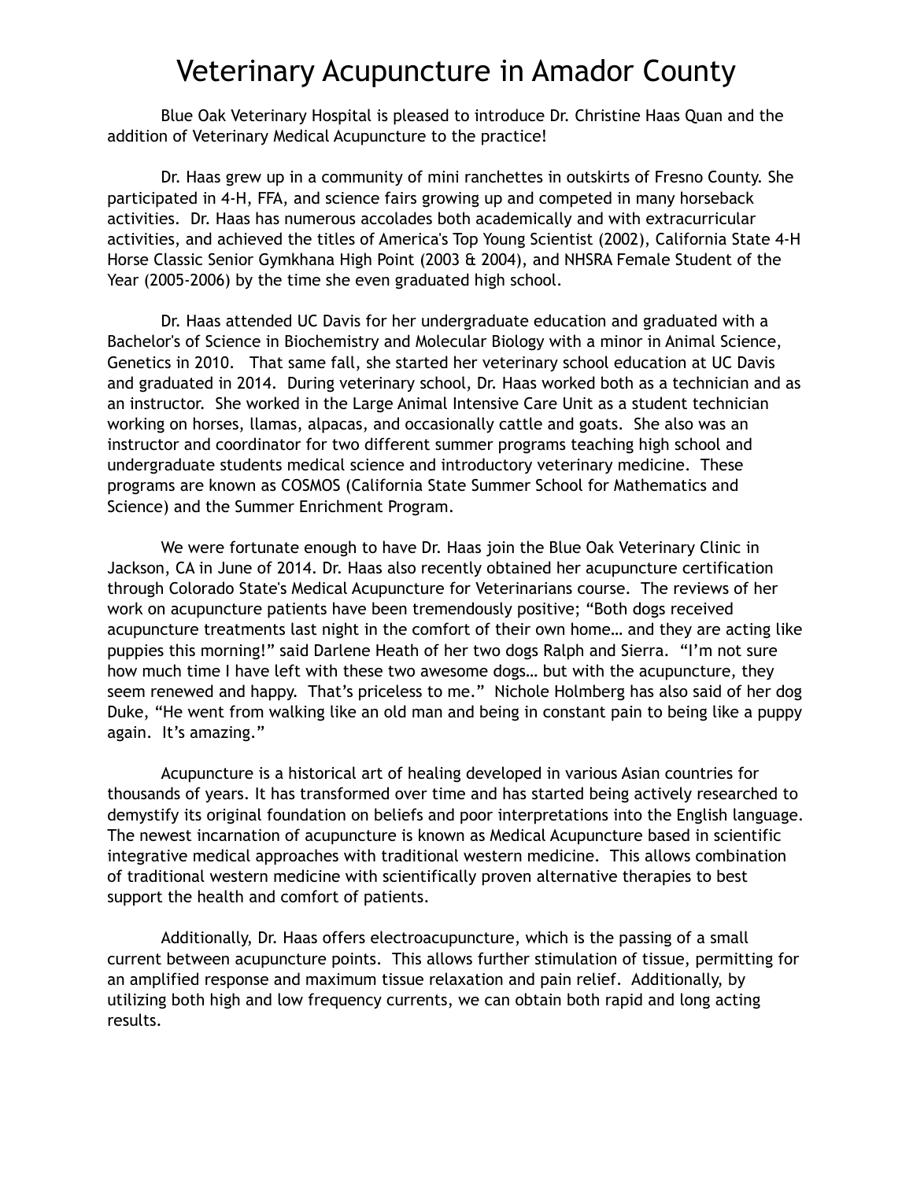# Veterinary Acupuncture in Amador County

Blue Oak Veterinary Hospital is pleased to introduce Dr. Christine Haas Quan and the addition of Veterinary Medical Acupuncture to the practice!

Dr. Haas grew up in a community of mini ranchettes in outskirts of Fresno County. She participated in 4-H, FFA, and science fairs growing up and competed in many horseback activities. Dr. Haas has numerous accolades both academically and with extracurricular activities, and achieved the titles of America's Top Young Scientist (2002), California State 4-H Horse Classic Senior Gymkhana High Point (2003 & 2004), and NHSRA Female Student of the Year (2005-2006) by the time she even graduated high school.

Dr. Haas attended UC Davis for her undergraduate education and graduated with a Bachelor's of Science in Biochemistry and Molecular Biology with a minor in Animal Science, Genetics in 2010. That same fall, she started her veterinary school education at UC Davis and graduated in 2014. During veterinary school, Dr. Haas worked both as a technician and as an instructor. She worked in the Large Animal Intensive Care Unit as a student technician working on horses, llamas, alpacas, and occasionally cattle and goats. She also was an instructor and coordinator for two different summer programs teaching high school and undergraduate students medical science and introductory veterinary medicine. These programs are known as COSMOS (California State Summer School for Mathematics and Science) and the Summer Enrichment Program.

We were fortunate enough to have Dr. Haas join the Blue Oak Veterinary Clinic in Jackson, CA in June of 2014. Dr. Haas also recently obtained her acupuncture certification through Colorado State's Medical Acupuncture for Veterinarians course. The reviews of her work on acupuncture patients have been tremendously positive; "Both dogs received acupuncture treatments last night in the comfort of their own home… and they are acting like puppies this morning!" said Darlene Heath of her two dogs Ralph and Sierra. "I'm not sure how much time I have left with these two awesome dogs… but with the acupuncture, they seem renewed and happy. That's priceless to me." Nichole Holmberg has also said of her dog Duke, "He went from walking like an old man and being in constant pain to being like a puppy again. It's amazing."

Acupuncture is a historical art of healing developed in various Asian countries for thousands of years. It has transformed over time and has started being actively researched to demystify its original foundation on beliefs and poor interpretations into the English language. The newest incarnation of acupuncture is known as Medical Acupuncture based in scientific integrative medical approaches with traditional western medicine. This allows combination of traditional western medicine with scientifically proven alternative therapies to best support the health and comfort of patients.

Additionally, Dr. Haas offers electroacupuncture, which is the passing of a small current between acupuncture points. This allows further stimulation of tissue, permitting for an amplified response and maximum tissue relaxation and pain relief. Additionally, by utilizing both high and low frequency currents, we can obtain both rapid and long acting results.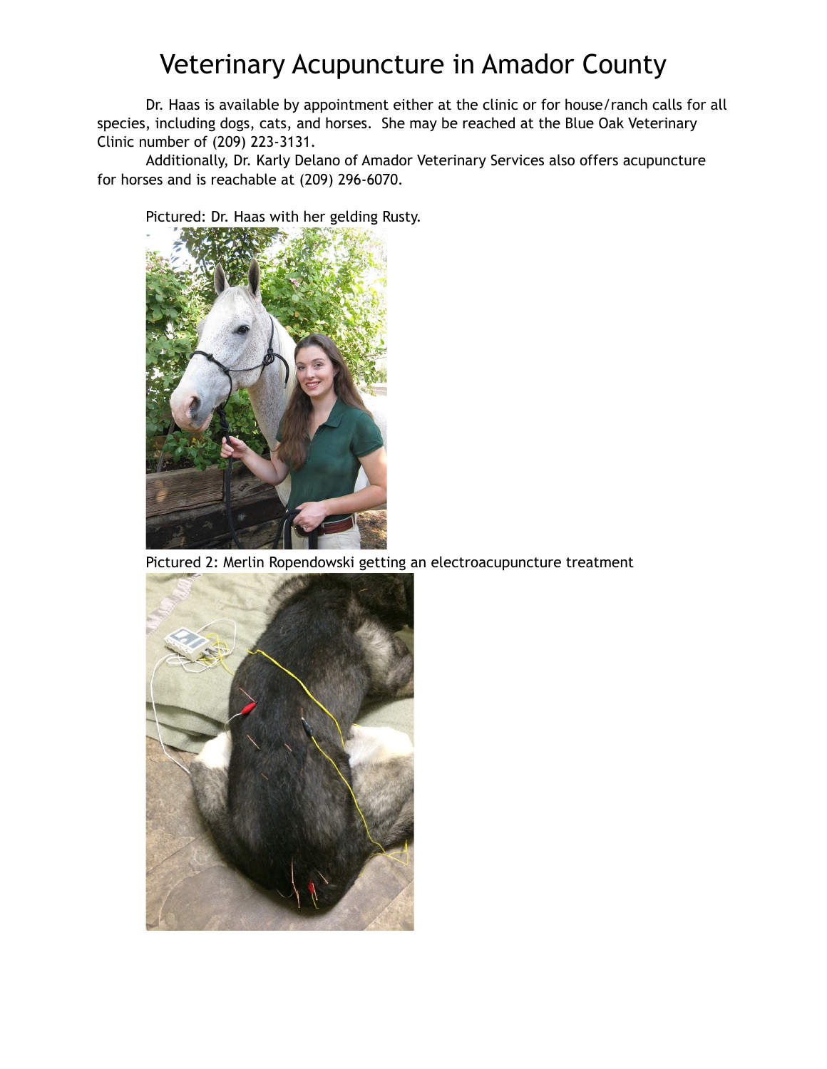# Veterinary Acupuncture in Amador County

Dr. Haas is available by appointment either at the clinic or for house/ranch calls for all species, including dogs, cats, and horses. She may be reached at the Blue Oak Veterinary Clinic number of (209) 223-3131.

Additionally, Dr. Karly Delano of Amador Veterinary Services also offers acupuncture for horses and is reachable at (209) 296-6070.

Pictured: Dr. Haas with her gelding Rusty.

Pictured 2: Merlin Ropendowski getting an electroacupuncture treatment